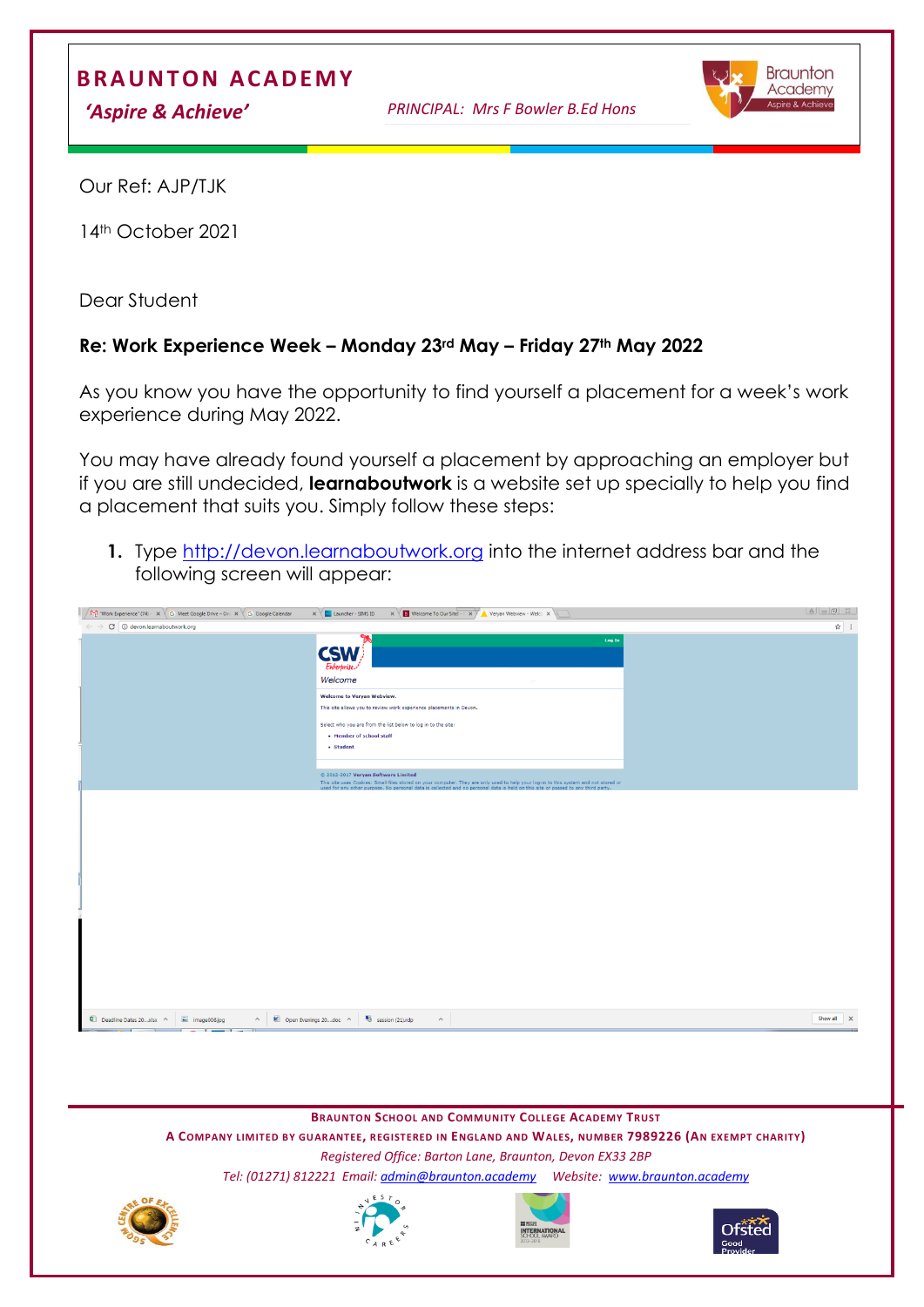# BRAUNTON ACADEMY

*'Aspire & Achieve'*

*PRINCIPAL: Mrs F Bowler B.Ed Hons*

Our Ref: AJP/TJK

14th October 2021

Dear Student

**Re: Work Experience Week – Monday 23rd May – Friday 27th May 2022**

As you know you have the opportunity to find yourself a placement for a week's work experience during May 2022.

You may have already found yourself a placement by approaching an employer but if you are still undecided, **learnaboutwork** is a website set up specially to help you find a placement that suits you. Simply follow these steps:

1. Type http://devon.learnaboutwork.org into the internet address bar and the following screen will appear:

**BRAUNTON SCHOOL AND COMMUNITY COLLEGE ACADEMY TRUST**

**A COMPANY LIMITED BY GUARANTEE, REGISTERED IN ENGLAND AND WALES, NUMBER 7989226 (AN EXEMPT CHARITY)**

*Registered Office: Barton Lane, Braunton, Devon EX33 2BP*

*Tel: (01271) 812221 Email: admin@braunton.academy Website: www.braunton.academy*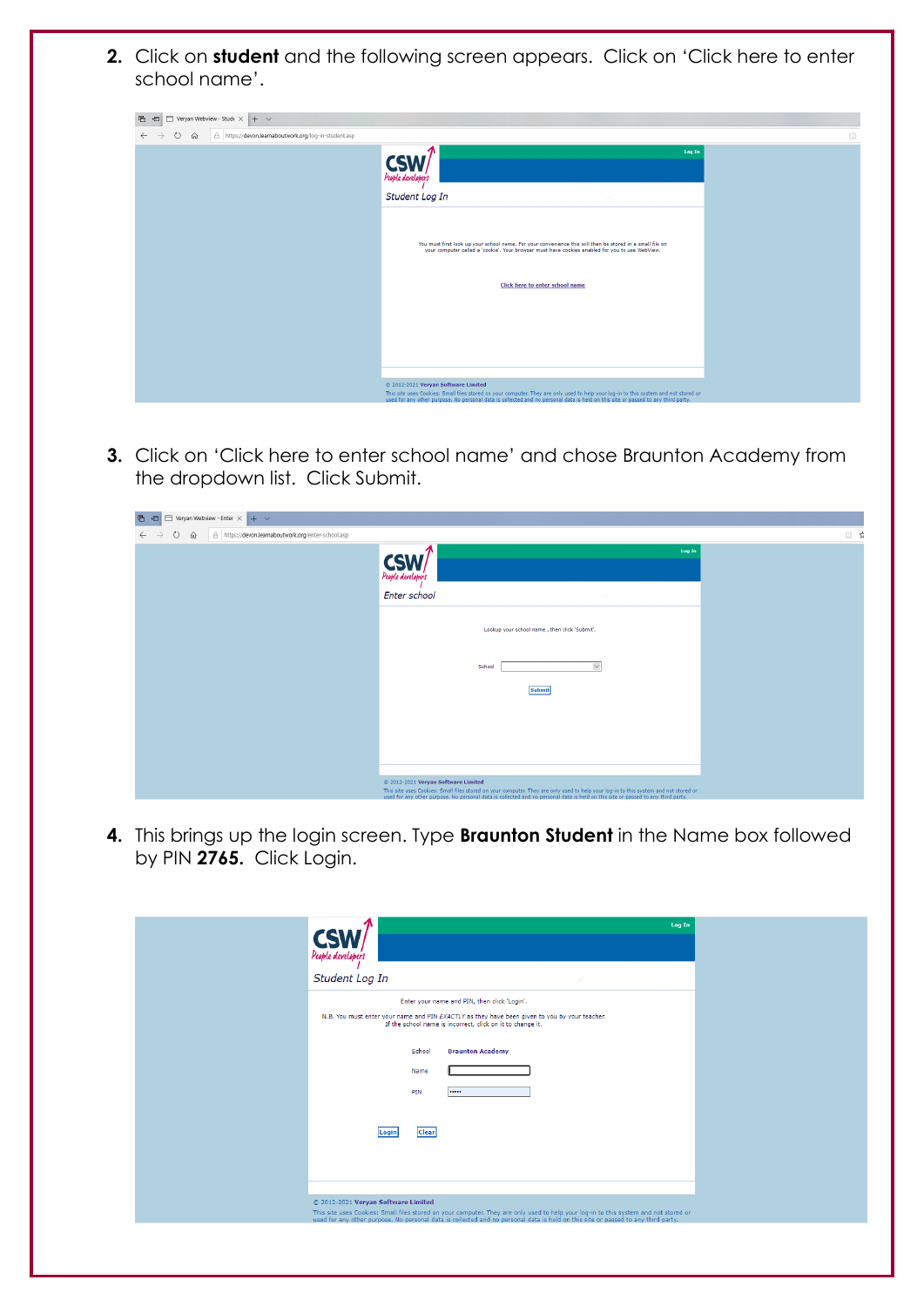2. Click on **student** and the following screen appears. Click on 'Click here to enter school name'.

3. Click on 'Click here to enter school name' and chose Braunton Academy from the dropdown list. Click Submit.

4. This brings up the login screen. Type **Braunton Student** in the Name box followed by PIN **2765.** Click Login.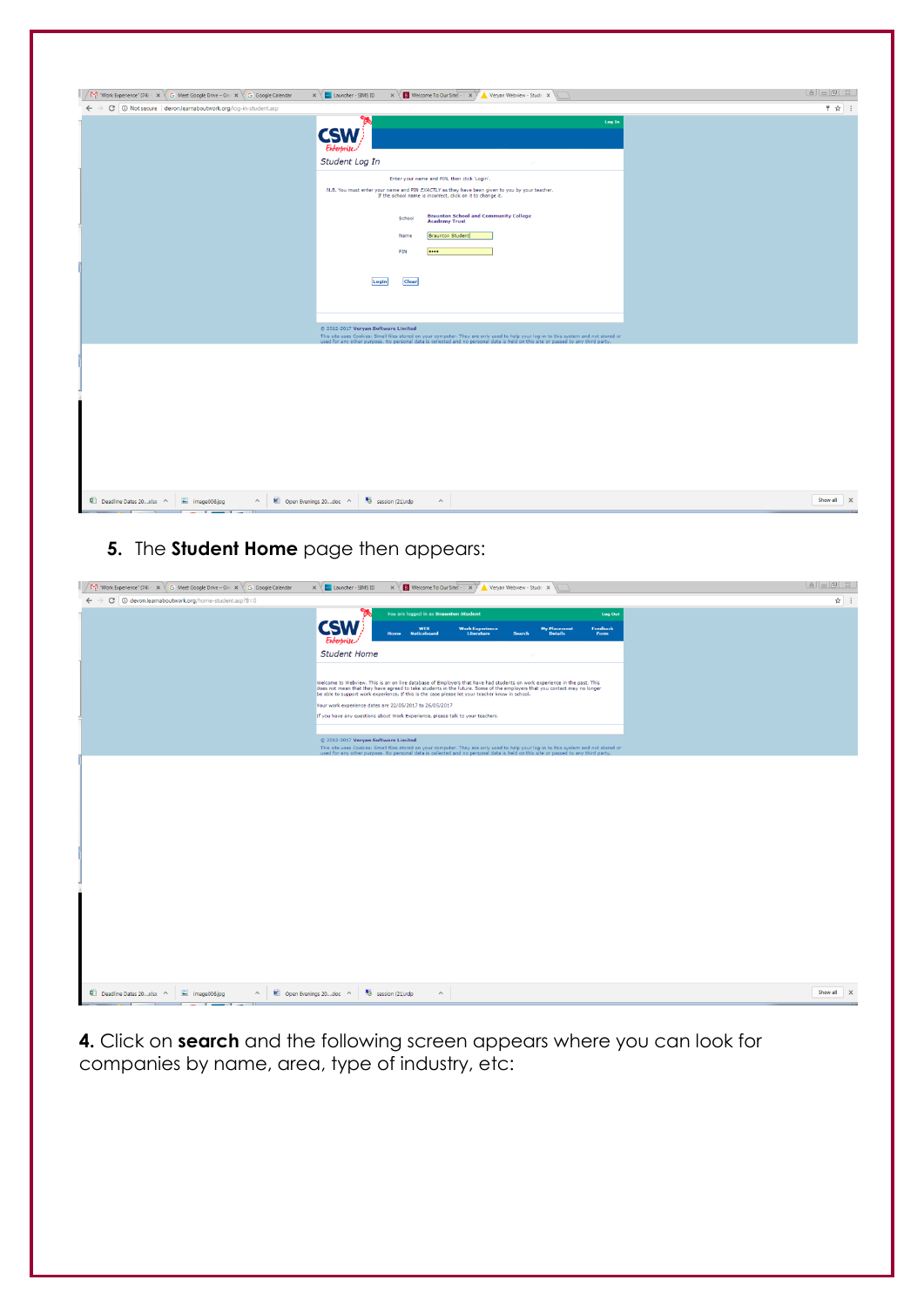5. The **Student Home** page then appears:

**4.** Click on **search** and the following screen appears where you can look for companies by name, area, type of industry, etc: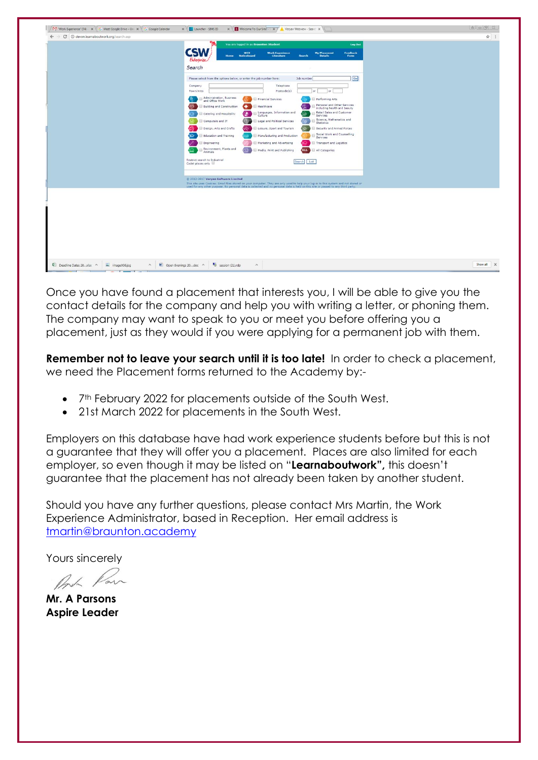Once you have found a placement that interests you, I will be able to give you the contact details for the company and help you with writing a letter, or phoning them. The company may want to speak to you or meet you before offering you a placement, just as they would if you were applying for a permanent job with them.

**Remember not to leave your search until it is too late!** In order to check a placement, we need the Placement forms returned to the Academy by:-

- 7th February 2022 for placements outside of the South West.
- 21st March 2022 for placements in the South West.

Employers on this database have had work experience students before but this is not a guarantee that they will offer you a placement. Places are also limited for each employer, so even though it may be listed on "**Learnaboutwork",** this doesn't guarantee that the placement has not already been taken by another student.

Should you have any further questions, please contact Mrs Martin, the Work Experience Administrator, based in Reception. Her email address is tmartin@braunton.academy

Yours sincerely

**Mr. A Parsons**
**Aspire Leader**